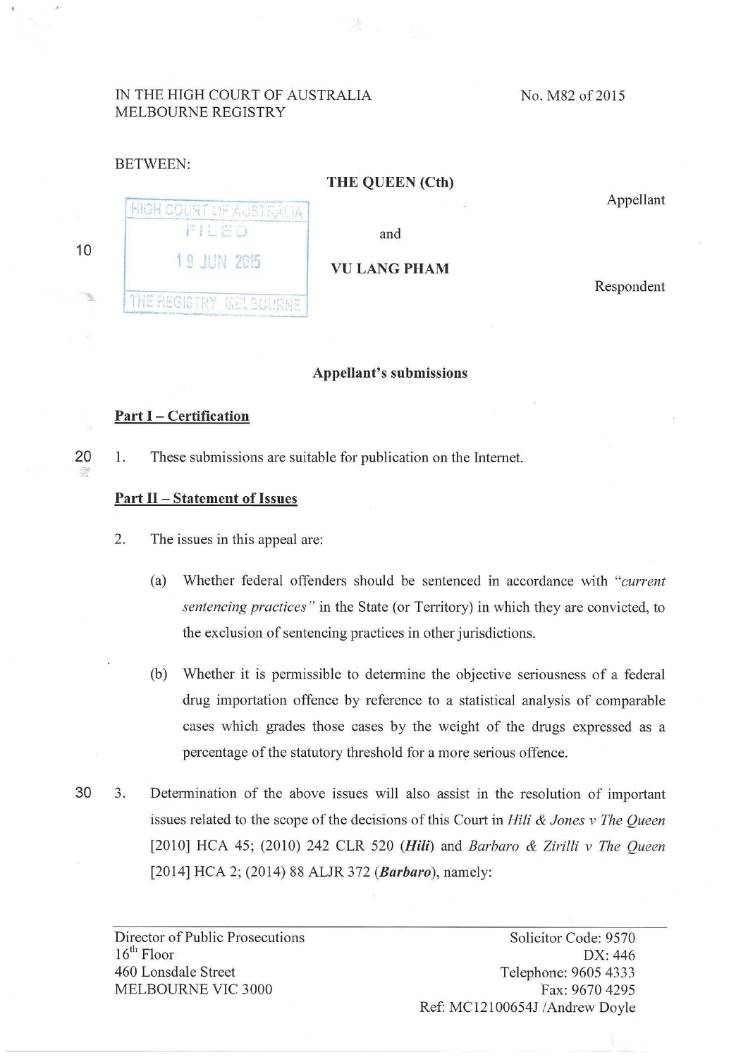IN THE HIGH COURT OF AUSTRALIA
MELBOURNE REGISTRY

No. M82 of 2015

BETWEEN:

HIGH COURT OF AUSTRALIA
FILED
19 JUN 2015
THE REGISTRY MELBOURNE

**THE QUEEN (Cth)**

Appellant

and

**VU LANG PHAM**

Respondent

**Appellant's submissions**

**Part I – Certification**

1. These submissions are suitable for publication on the Internet.

**Part II – Statement of Issues**

2. The issues in this appeal are:

   (a) Whether federal offenders should be sentenced in accordance with *"current sentencing practices"* in the State (or Territory) in which they are convicted, to the exclusion of sentencing practices in other jurisdictions.

   (b) Whether it is permissible to determine the objective seriousness of a federal drug importation offence by reference to a statistical analysis of comparable cases which grades those cases by the weight of the drugs expressed as a percentage of the statutory threshold for a more serious offence.

3. Determination of the above issues will also assist in the resolution of important issues related to the scope of the decisions of this Court in *Hili & Jones v The Queen* [2010] HCA 45; (2010) 242 CLR 520 (***Hili***) and *Barbaro & Zirilli v The Queen* [2014] HCA 2; (2014) 88 ALJR 372 (***Barbaro***), namely:

Director of Public Prosecutions
16th Floor
460 Lonsdale Street
MELBOURNE VIC 3000

Solicitor Code: 9570
DX: 446
Telephone: 9605 4333
Fax: 9670 4295
Ref: MC12100654J /Andrew Doyle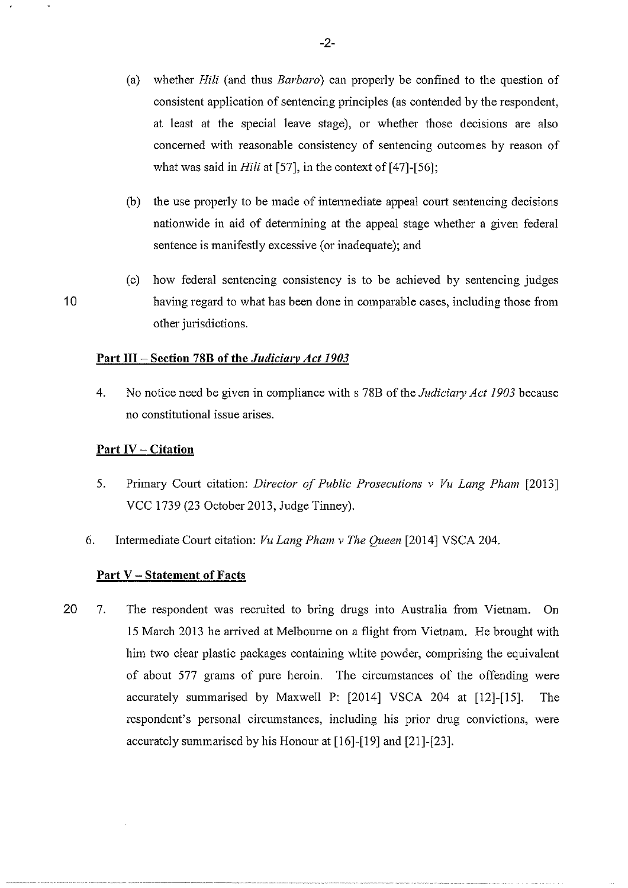(a) whether *Hili* (and thus *Barbaro*) can properly be confined to the question of consistent application of sentencing principles (as contended by the respondent, at least at the special leave stage), or whether those decisions are also concerned with reasonable consistency of sentencing outcomes by reason of what was said in *Hili* at [57], in the context of [47]-[56];

(b) the use properly to be made of intermediate appeal court sentencing decisions nationwide in aid of determining at the appeal stage whether a given federal sentence is manifestly excessive (or inadequate); and

(c) how federal sentencing consistency is to be achieved by sentencing judges having regard to what has been done in comparable cases, including those from other jurisdictions.

## Part III – Section 78B of the *Judiciary Act 1903*

4. No notice need be given in compliance with s 78B of the *Judiciary Act 1903* because no constitutional issue arises.

## Part IV – Citation

5. Primary Court citation: *Director of Public Prosecutions v Vu Lang Pham* [2013] VCC 1739 (23 October 2013, Judge Tinney).

6. Intermediate Court citation: *Vu Lang Pham v The Queen* [2014] VSCA 204.

## Part V – Statement of Facts

7. The respondent was recruited to bring drugs into Australia from Vietnam. On 15 March 2013 he arrived at Melbourne on a flight from Vietnam. He brought with him two clear plastic packages containing white powder, comprising the equivalent of about 577 grams of pure heroin. The circumstances of the offending were accurately summarised by Maxwell P: [2014] VSCA 204 at [12]-[15]. The respondent's personal circumstances, including his prior drug convictions, were accurately summarised by his Honour at [16]-[19] and [21]-[23].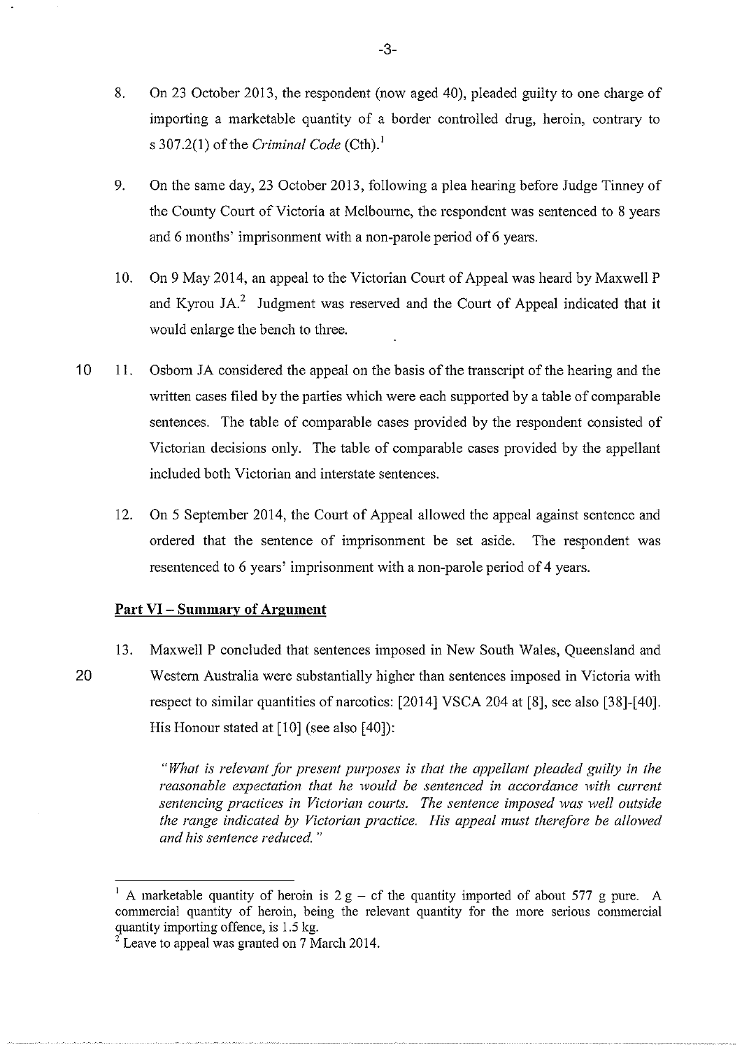8. On 23 October 2013, the respondent (now aged 40), pleaded guilty to one charge of importing a marketable quantity of a border controlled drug, heroin, contrary to s 307.2(1) of the *Criminal Code* (Cth).[1]

9. On the same day, 23 October 2013, following a plea hearing before Judge Tinney of the County Court of Victoria at Melbourne, the respondent was sentenced to 8 years and 6 months' imprisonment with a non-parole period of 6 years.

10. On 9 May 2014, an appeal to the Victorian Court of Appeal was heard by Maxwell P and Kyrou JA.[2] Judgment was reserved and the Court of Appeal indicated that it would enlarge the bench to three.

11. Osborn JA considered the appeal on the basis of the transcript of the hearing and the written cases filed by the parties which were each supported by a table of comparable sentences. The table of comparable cases provided by the respondent consisted of Victorian decisions only. The table of comparable cases provided by the appellant included both Victorian and interstate sentences.

12. On 5 September 2014, the Court of Appeal allowed the appeal against sentence and ordered that the sentence of imprisonment be set aside. The respondent was resentenced to 6 years' imprisonment with a non-parole period of 4 years.

## Part VI – Summary of Argument

13. Maxwell P concluded that sentences imposed in New South Wales, Queensland and Western Australia were substantially higher than sentences imposed in Victoria with respect to similar quantities of narcotics: [2014] VSCA 204 at [8], see also [38]-[40]. His Honour stated at [10] (see also [40]):

> *"What is relevant for present purposes is that the appellant pleaded guilty in the reasonable expectation that he would be sentenced in accordance with current sentencing practices in Victorian courts. The sentence imposed was well outside the range indicated by Victorian practice. His appeal must therefore be allowed and his sentence reduced."*

---

[1] A marketable quantity of heroin is 2 g – cf the quantity imported of about 577 g pure. A commercial quantity of heroin, being the relevant quantity for the more serious commercial quantity importing offence, is 1.5 kg.

[2] Leave to appeal was granted on 7 March 2014.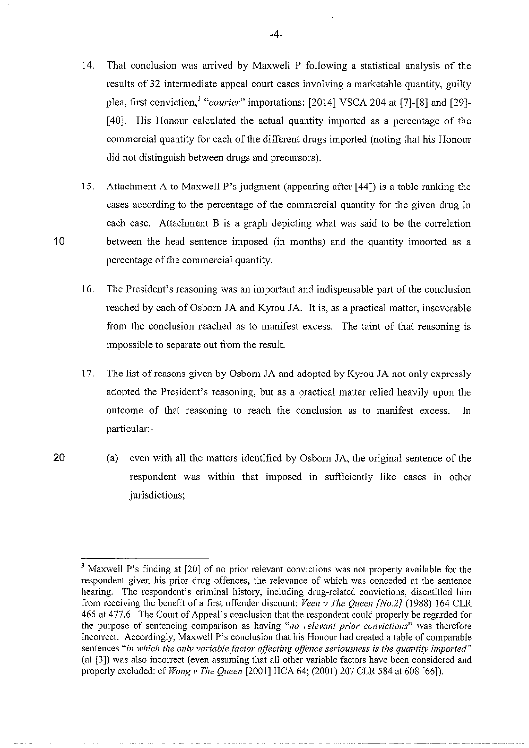14. That conclusion was arrived by Maxwell P following a statistical analysis of the results of 32 intermediate appeal court cases involving a marketable quantity, guilty plea, first conviction,[3] "*courier*" importations: [2014] VSCA 204 at [7]-[8] and [29]-[40]. His Honour calculated the actual quantity imported as a percentage of the commercial quantity for each of the different drugs imported (noting that his Honour did not distinguish between drugs and precursors).

15. Attachment A to Maxwell P's judgment (appearing after [44]) is a table ranking the cases according to the percentage of the commercial quantity for the given drug in each case. Attachment B is a graph depicting what was said to be the correlation between the head sentence imposed (in months) and the quantity imported as a percentage of the commercial quantity.

16. The President's reasoning was an important and indispensable part of the conclusion reached by each of Osborn JA and Kyrou JA. It is, as a practical matter, inseverable from the conclusion reached as to manifest excess. The taint of that reasoning is impossible to separate out from the result.

17. The list of reasons given by Osborn JA and adopted by Kyrou JA not only expressly adopted the President's reasoning, but as a practical matter relied heavily upon the outcome of that reasoning to reach the conclusion as to manifest excess. In particular:-

    (a) even with all the matters identified by Osborn JA, the original sentence of the respondent was within that imposed in sufficiently like cases in other jurisdictions;

---

[3] Maxwell P's finding at [20] of no prior relevant convictions was not properly available for the respondent given his prior drug offences, the relevance of which was conceded at the sentence hearing. The respondent's criminal history, including drug-related convictions, disentitled him from receiving the benefit of a first offender discount: *Veen v The Queen [No.2]* (1988) 164 CLR 465 at 477.6. The Court of Appeal's conclusion that the respondent could properly be regarded for the purpose of sentencing comparison as having "*no relevant prior convictions*" was therefore incorrect. Accordingly, Maxwell P's conclusion that his Honour had created a table of comparable sentences "*in which the only variable factor affecting offence seriousness is the quantity imported*" (at [3]) was also incorrect (even assuming that all other variable factors have been considered and properly excluded: cf *Wong v The Queen* [2001] HCA 64; (2001) 207 CLR 584 at 608 [66]).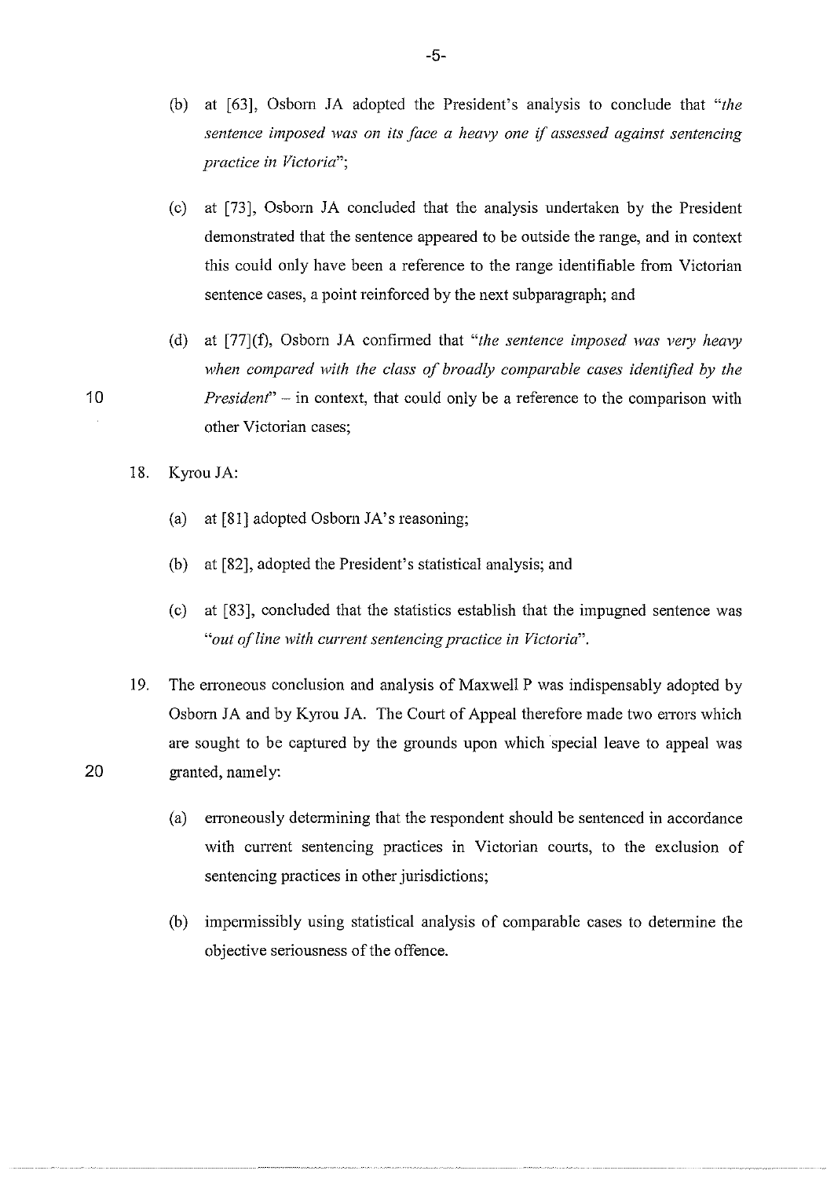(b) at [63], Osborn JA adopted the President's analysis to conclude that *"the sentence imposed was on its face a heavy one if assessed against sentencing practice in Victoria"*;

(c) at [73], Osborn JA concluded that the analysis undertaken by the President demonstrated that the sentence appeared to be outside the range, and in context this could only have been a reference to the range identifiable from Victorian sentence cases, a point reinforced by the next subparagraph; and

(d) at [77](f), Osborn JA confirmed that *"the sentence imposed was very heavy when compared with the class of broadly comparable cases identified by the President"* – in context, that could only be a reference to the comparison with other Victorian cases;

18. Kyrou JA:

(a) at [81] adopted Osborn JA's reasoning;

(b) at [82], adopted the President's statistical analysis; and

(c) at [83], concluded that the statistics establish that the impugned sentence was *"out of line with current sentencing practice in Victoria"*.

19. The erroneous conclusion and analysis of Maxwell P was indispensably adopted by Osborn JA and by Kyrou JA. The Court of Appeal therefore made two errors which are sought to be captured by the grounds upon which special leave to appeal was granted, namely:

(a) erroneously determining that the respondent should be sentenced in accordance with current sentencing practices in Victorian courts, to the exclusion of sentencing practices in other jurisdictions;

(b) impermissibly using statistical analysis of comparable cases to determine the objective seriousness of the offence.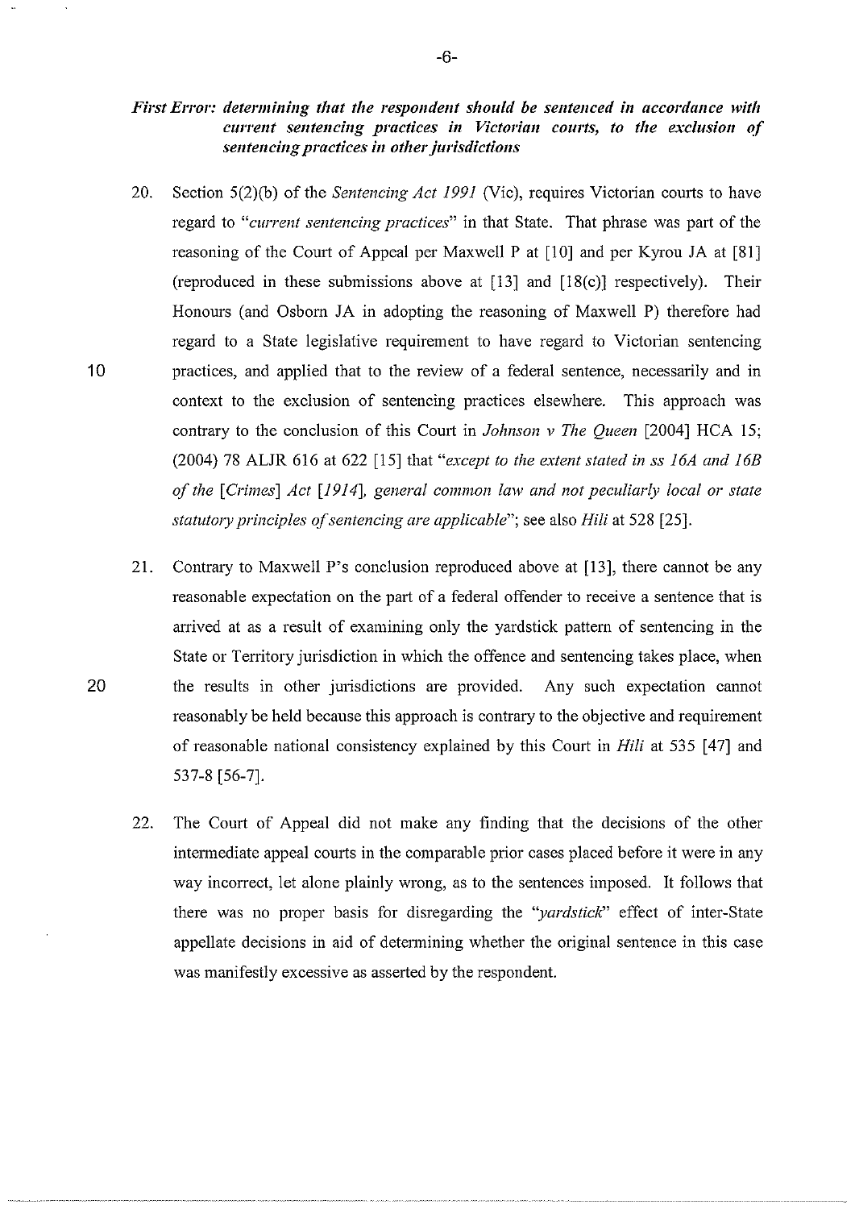***First Error: determining that the respondent should be sentenced in accordance with current sentencing practices in Victorian courts, to the exclusion of sentencing practices in other jurisdictions***

20. Section 5(2)(b) of the *Sentencing Act 1991* (Vic), requires Victorian courts to have regard to "*current sentencing practices*" in that State. That phrase was part of the reasoning of the Court of Appeal per Maxwell P at [10] and per Kyrou JA at [81] (reproduced in these submissions above at [13] and [18(c)] respectively). Their Honours (and Osborn JA in adopting the reasoning of Maxwell P) therefore had regard to a State legislative requirement to have regard to Victorian sentencing practices, and applied that to the review of a federal sentence, necessarily and in context to the exclusion of sentencing practices elsewhere. This approach was contrary to the conclusion of this Court in *Johnson v The Queen* [2004] HCA 15; (2004) 78 ALJR 616 at 622 [15] that "*except to the extent stated in ss 16A and 16B of the [Crimes] Act [1914], general common law and not peculiarly local or state statutory principles of sentencing are applicable*"; see also *Hili* at 528 [25].

21. Contrary to Maxwell P's conclusion reproduced above at [13], there cannot be any reasonable expectation on the part of a federal offender to receive a sentence that is arrived at as a result of examining only the yardstick pattern of sentencing in the State or Territory jurisdiction in which the offence and sentencing takes place, when the results in other jurisdictions are provided. Any such expectation cannot reasonably be held because this approach is contrary to the objective and requirement of reasonable national consistency explained by this Court in *Hili* at 535 [47] and 537-8 [56-7].

22. The Court of Appeal did not make any finding that the decisions of the other intermediate appeal courts in the comparable prior cases placed before it were in any way incorrect, let alone plainly wrong, as to the sentences imposed. It follows that there was no proper basis for disregarding the "*yardstick*" effect of inter-State appellate decisions in aid of determining whether the original sentence in this case was manifestly excessive as asserted by the respondent.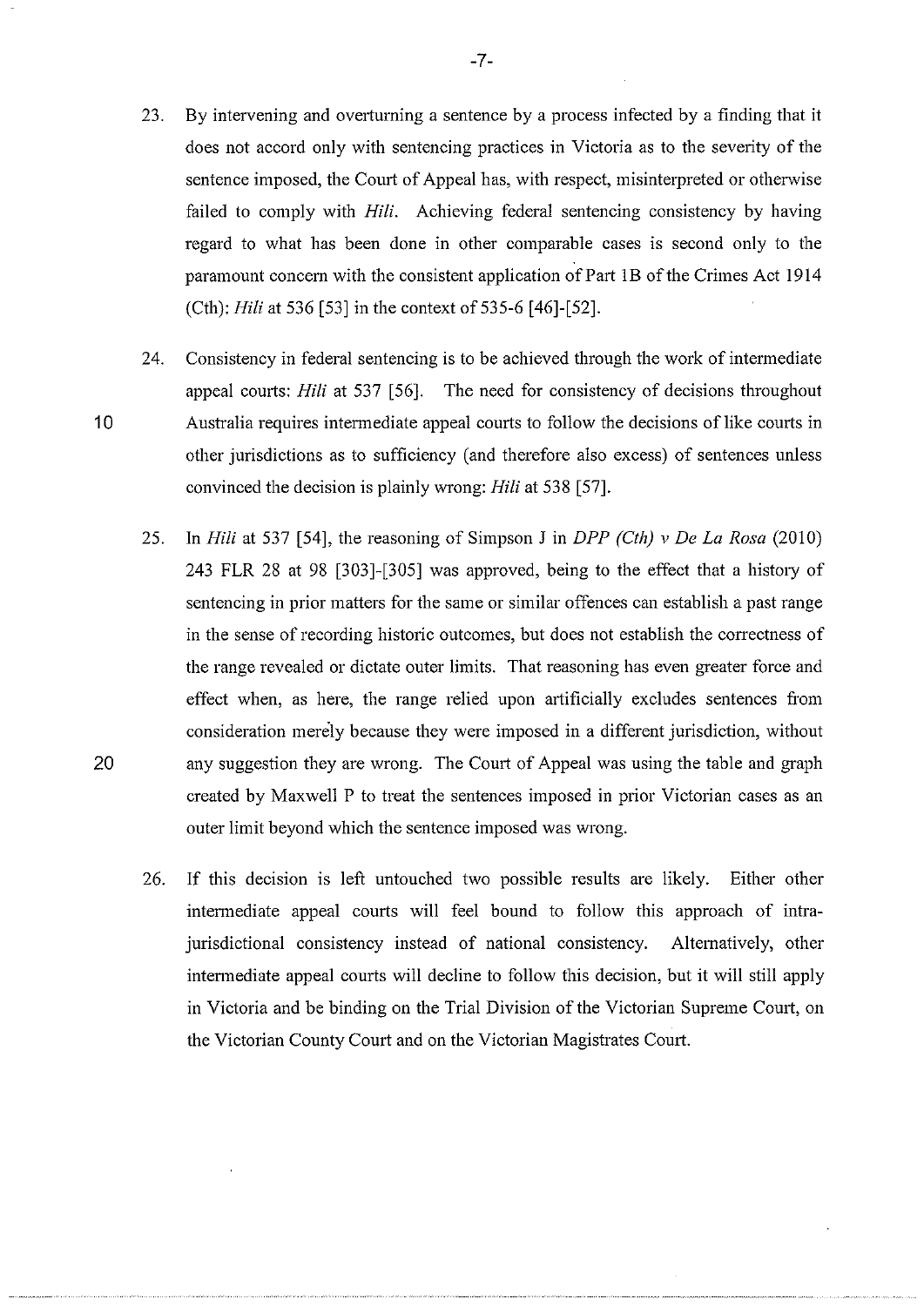23. By intervening and overturning a sentence by a process infected by a finding that it does not accord only with sentencing practices in Victoria as to the severity of the sentence imposed, the Court of Appeal has, with respect, misinterpreted or otherwise failed to comply with *Hili*. Achieving federal sentencing consistency by having regard to what has been done in other comparable cases is second only to the paramount concern with the consistent application of Part 1B of the Crimes Act 1914 (Cth): *Hili* at 536 [53] in the context of 535-6 [46]-[52].

24. Consistency in federal sentencing is to be achieved through the work of intermediate appeal courts: *Hili* at 537 [56]. The need for consistency of decisions throughout Australia requires intermediate appeal courts to follow the decisions of like courts in other jurisdictions as to sufficiency (and therefore also excess) of sentences unless convinced the decision is plainly wrong: *Hili* at 538 [57].

25. In *Hili* at 537 [54], the reasoning of Simpson J in *DPP (Cth) v De La Rosa* (2010) 243 FLR 28 at 98 [303]-[305] was approved, being to the effect that a history of sentencing in prior matters for the same or similar offences can establish a past range in the sense of recording historic outcomes, but does not establish the correctness of the range revealed or dictate outer limits. That reasoning has even greater force and effect when, as here, the range relied upon artificially excludes sentences from consideration merely because they were imposed in a different jurisdiction, without any suggestion they are wrong. The Court of Appeal was using the table and graph created by Maxwell P to treat the sentences imposed in prior Victorian cases as an outer limit beyond which the sentence imposed was wrong.

26. If this decision is left untouched two possible results are likely. Either other intermediate appeal courts will feel bound to follow this approach of intra-jurisdictional consistency instead of national consistency. Alternatively, other intermediate appeal courts will decline to follow this decision, but it will still apply in Victoria and be binding on the Trial Division of the Victorian Supreme Court, on the Victorian County Court and on the Victorian Magistrates Court.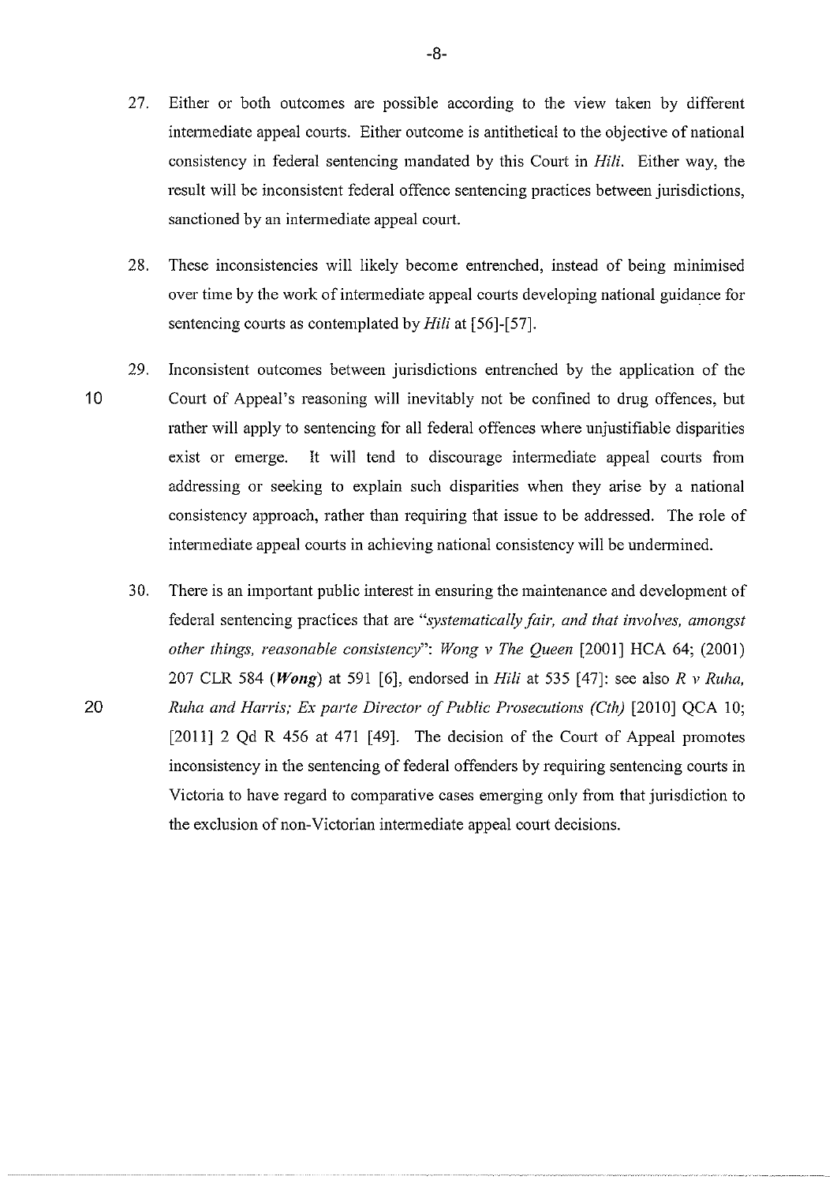27. Either or both outcomes are possible according to the view taken by different intermediate appeal courts. Either outcome is antithetical to the objective of national consistency in federal sentencing mandated by this Court in *Hili*. Either way, the result will be inconsistent federal offence sentencing practices between jurisdictions, sanctioned by an intermediate appeal court.

28. These inconsistencies will likely become entrenched, instead of being minimised over time by the work of intermediate appeal courts developing national guidance for sentencing courts as contemplated by *Hili* at [56]-[57].

29. Inconsistent outcomes between jurisdictions entrenched by the application of the Court of Appeal's reasoning will inevitably not be confined to drug offences, but rather will apply to sentencing for all federal offences where unjustifiable disparities exist or emerge. It will tend to discourage intermediate appeal courts from addressing or seeking to explain such disparities when they arise by a national consistency approach, rather than requiring that issue to be addressed. The role of intermediate appeal courts in achieving national consistency will be undermined.

30. There is an important public interest in ensuring the maintenance and development of federal sentencing practices that are *"systematically fair, and that involves, amongst other things, reasonable consistency"*: *Wong v The Queen* [2001] HCA 64; (2001) 207 CLR 584 (***Wong***) at 591 [6], endorsed in *Hili* at 535 [47]: see also *R v Ruha, Ruha and Harris; Ex parte Director of Public Prosecutions (Cth)* [2010] QCA 10; [2011] 2 Qd R 456 at 471 [49]. The decision of the Court of Appeal promotes inconsistency in the sentencing of federal offenders by requiring sentencing courts in Victoria to have regard to comparative cases emerging only from that jurisdiction to the exclusion of non-Victorian intermediate appeal court decisions.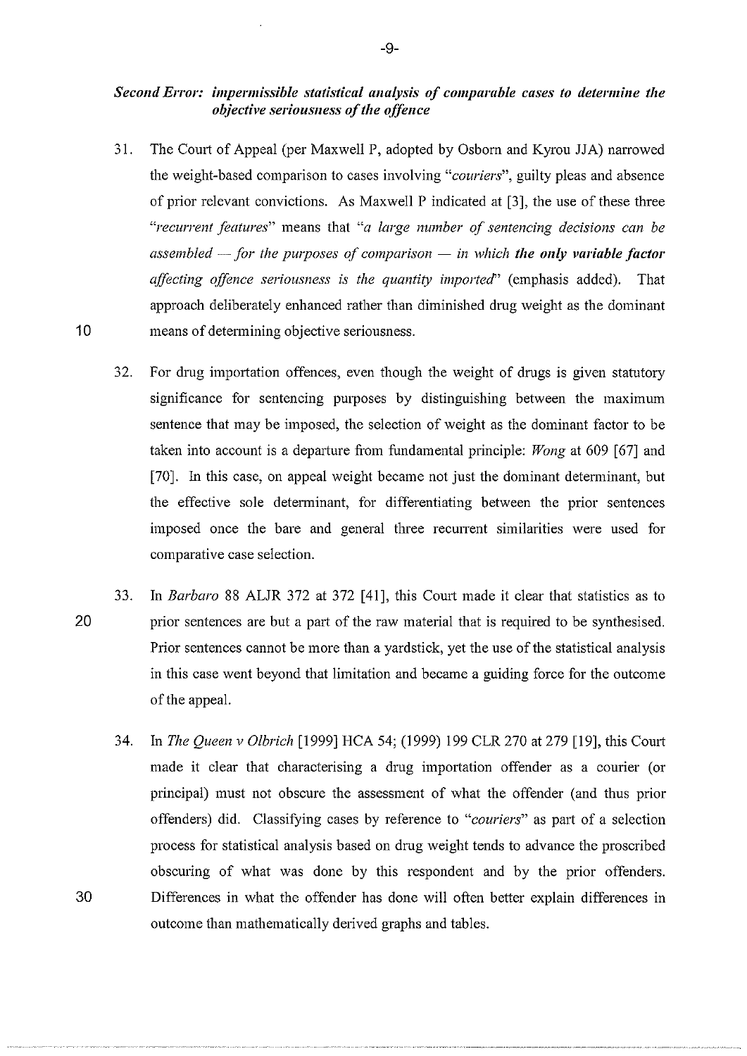***Second Error: impermissible statistical analysis of comparable cases to determine the objective seriousness of the offence***

31. The Court of Appeal (per Maxwell P, adopted by Osborn and Kyrou JJA) narrowed the weight-based comparison to cases involving "*couriers*", guilty pleas and absence of prior relevant convictions. As Maxwell P indicated at [3], the use of these three "*recurrent features*" means that "*a large number of sentencing decisions can be assembled — for the purposes of comparison — in which **the only variable factor** affecting offence seriousness is the quantity imported*" (emphasis added). That approach deliberately enhanced rather than diminished drug weight as the dominant means of determining objective seriousness.

32. For drug importation offences, even though the weight of drugs is given statutory significance for sentencing purposes by distinguishing between the maximum sentence that may be imposed, the selection of weight as the dominant factor to be taken into account is a departure from fundamental principle: *Wong* at 609 [67] and [70]. In this case, on appeal weight became not just the dominant determinant, but the effective sole determinant, for differentiating between the prior sentences imposed once the bare and general three recurrent similarities were used for comparative case selection.

33. In *Barbaro* 88 ALJR 372 at 372 [41], this Court made it clear that statistics as to prior sentences are but a part of the raw material that is required to be synthesised. Prior sentences cannot be more than a yardstick, yet the use of the statistical analysis in this case went beyond that limitation and became a guiding force for the outcome of the appeal.

34. In *The Queen v Olbrich* [1999] HCA 54; (1999) 199 CLR 270 at 279 [19], this Court made it clear that characterising a drug importation offender as a courier (or principal) must not obscure the assessment of what the offender (and thus prior offenders) did. Classifying cases by reference to "*couriers*" as part of a selection process for statistical analysis based on drug weight tends to advance the proscribed obscuring of what was done by this respondent and by the prior offenders. Differences in what the offender has done will often better explain differences in outcome than mathematically derived graphs and tables.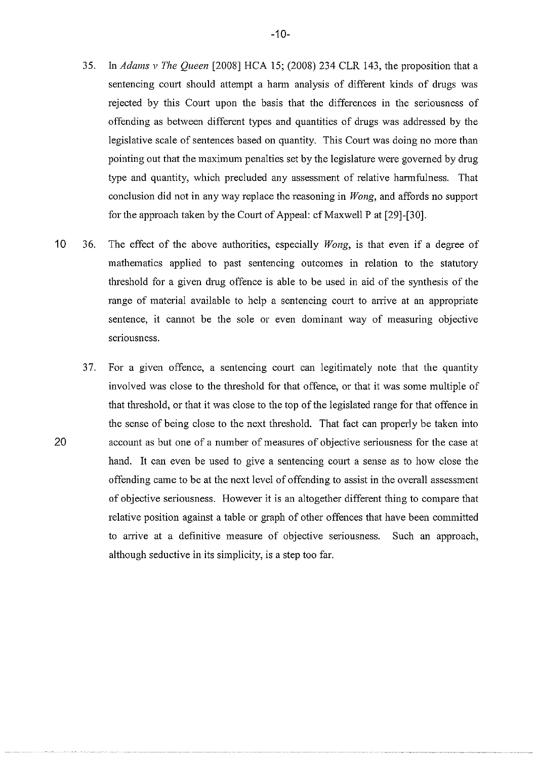35. In *Adams v The Queen* [2008] HCA 15; (2008) 234 CLR 143, the proposition that a sentencing court should attempt a harm analysis of different kinds of drugs was rejected by this Court upon the basis that the differences in the seriousness of offending as between different types and quantities of drugs was addressed by the legislative scale of sentences based on quantity. This Court was doing no more than pointing out that the maximum penalties set by the legislature were governed by drug type and quantity, which precluded any assessment of relative harmfulness. That conclusion did not in any way replace the reasoning in *Wong*, and affords no support for the approach taken by the Court of Appeal: cf Maxwell P at [29]-[30].

36. The effect of the above authorities, especially *Wong*, is that even if a degree of mathematics applied to past sentencing outcomes in relation to the statutory threshold for a given drug offence is able to be used in aid of the synthesis of the range of material available to help a sentencing court to arrive at an appropriate sentence, it cannot be the sole or even dominant way of measuring objective seriousness.

37. For a given offence, a sentencing court can legitimately note that the quantity involved was close to the threshold for that offence, or that it was some multiple of that threshold, or that it was close to the top of the legislated range for that offence in the sense of being close to the next threshold. That fact can properly be taken into account as but one of a number of measures of objective seriousness for the case at hand. It can even be used to give a sentencing court a sense as to how close the offending came to be at the next level of offending to assist in the overall assessment of objective seriousness. However it is an altogether different thing to compare that relative position against a table or graph of other offences that have been committed to arrive at a definitive measure of objective seriousness. Such an approach, although seductive in its simplicity, is a step too far.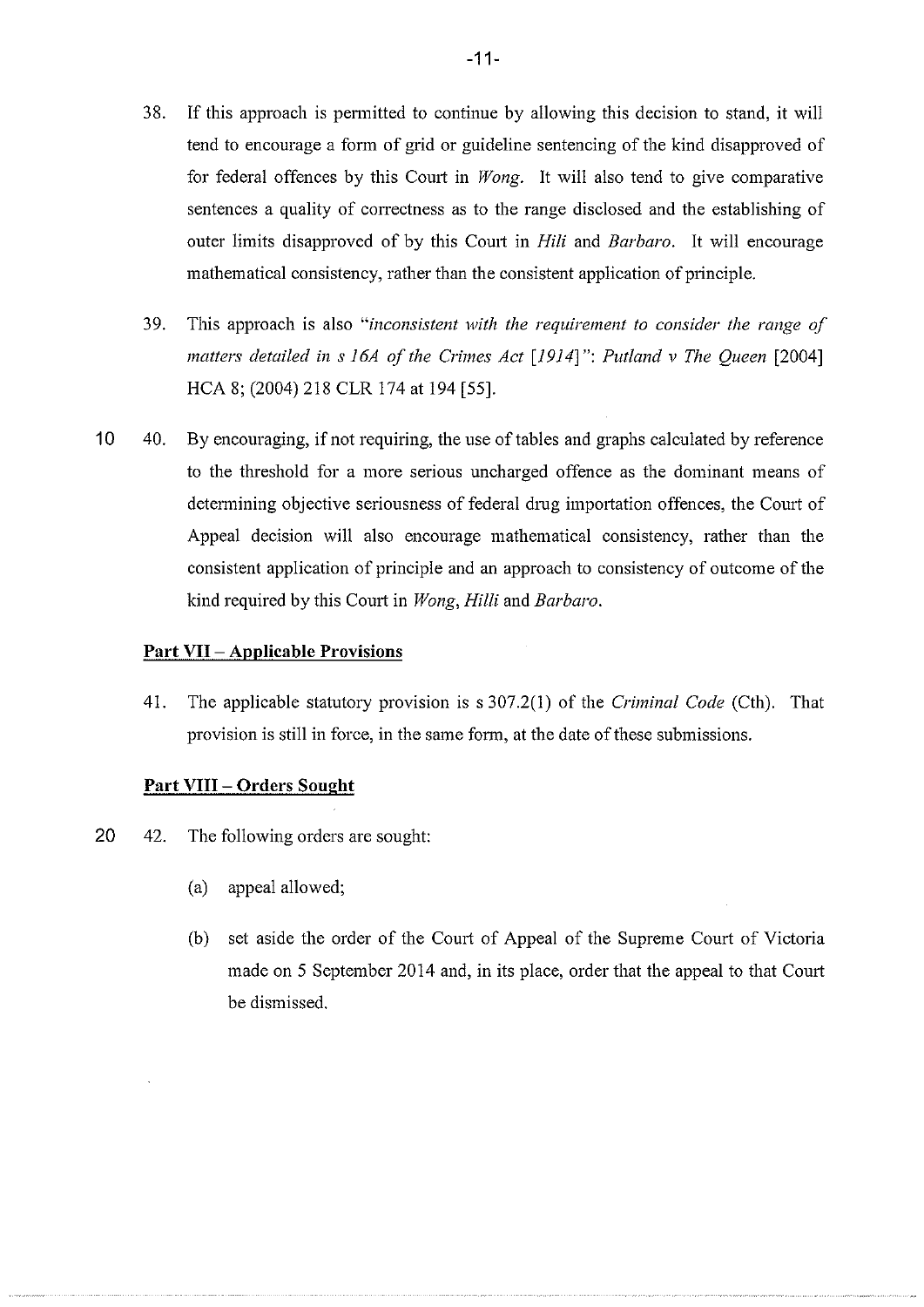38. If this approach is permitted to continue by allowing this decision to stand, it will tend to encourage a form of grid or guideline sentencing of the kind disapproved of for federal offences by this Court in *Wong*. It will also tend to give comparative sentences a quality of correctness as to the range disclosed and the establishing of outer limits disapproved of by this Court in *Hili* and *Barbaro*. It will encourage mathematical consistency, rather than the consistent application of principle.

39. This approach is also "*inconsistent with the requirement to consider the range of matters detailed in s 16A of the Crimes Act [1914]*": *Putland v The Queen* [2004] HCA 8; (2004) 218 CLR 174 at 194 [55].

40. By encouraging, if not requiring, the use of tables and graphs calculated by reference to the threshold for a more serious uncharged offence as the dominant means of determining objective seriousness of federal drug importation offences, the Court of Appeal decision will also encourage mathematical consistency, rather than the consistent application of principle and an approach to consistency of outcome of the kind required by this Court in *Wong*, *Hilli* and *Barbaro*.

## Part VII – Applicable Provisions

41. The applicable statutory provision is s 307.2(1) of the *Criminal Code* (Cth). That provision is still in force, in the same form, at the date of these submissions.

## Part VIII – Orders Sought

42. The following orders are sought:

    (a) appeal allowed;

    (b) set aside the order of the Court of Appeal of the Supreme Court of Victoria made on 5 September 2014 and, in its place, order that the appeal to that Court be dismissed.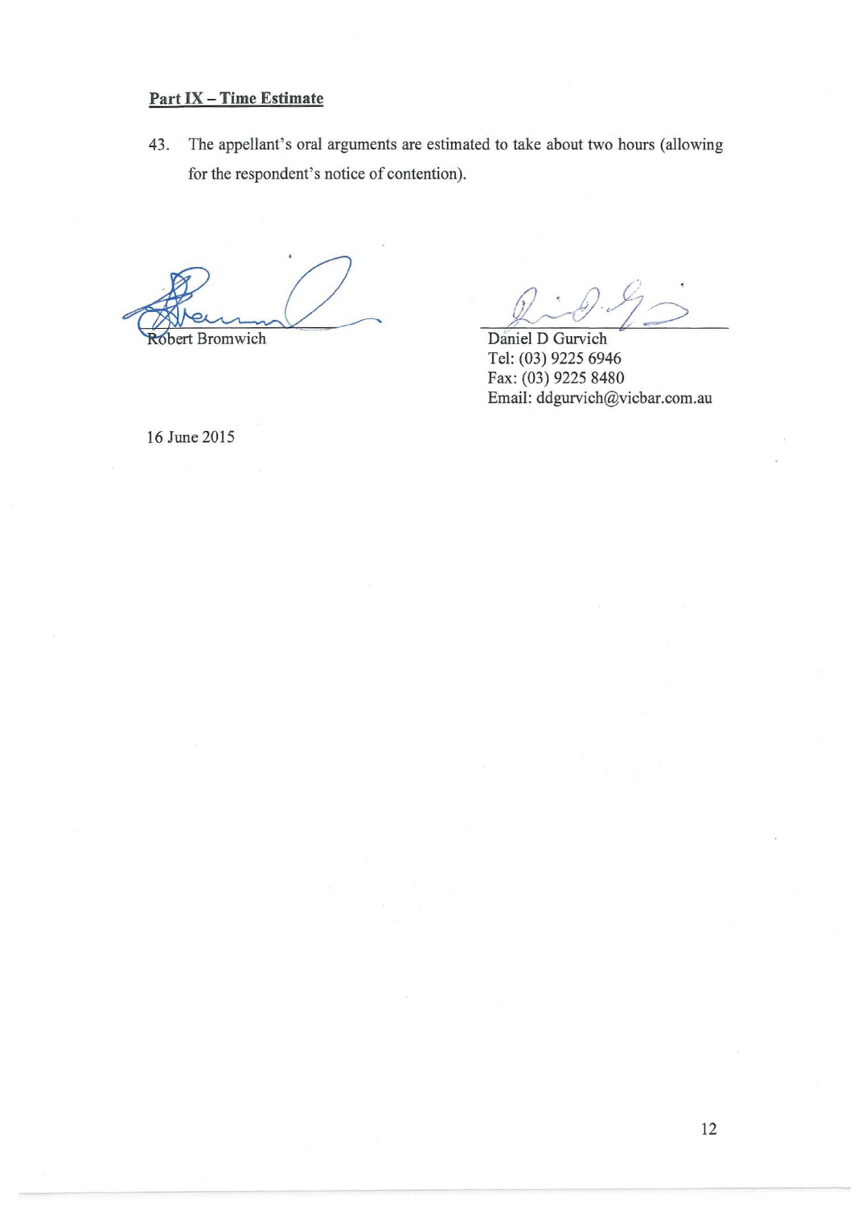## Part IX – Time Estimate

43. The appellant's oral arguments are estimated to take about two hours (allowing for the respondent's notice of contention).

Robert Bromwich

Daniel D Gurvich
Tel: (03) 9225 6946
Fax: (03) 9225 8480
Email: ddgurvich@vicbar.com.au

16 June 2015